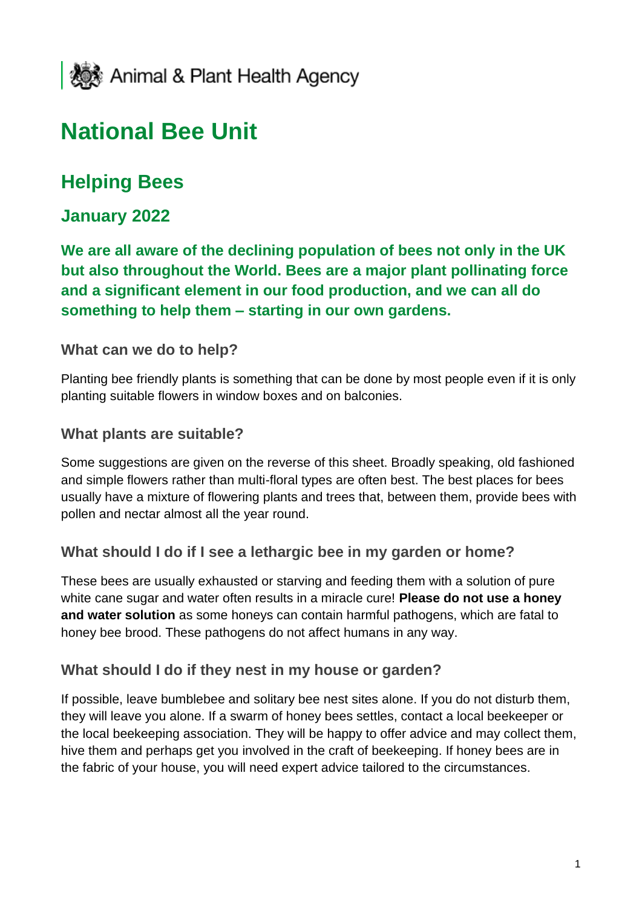Animal & Plant Health Agency

# National Bee Unit

## Helping Bees

### January 2022

**We are all aware of the declining population of bees not only in the UK but also throughout the World. Bees are a major plant pollinating force and a significant element in our food production, and we can all do something to help them – starting in our own gardens.**

#### What can we do to help?

Planting bee friendly plants is something that can be done by most people even if it is only planting suitable flowers in window boxes and on balconies.

#### What plants are suitable?

Some suggestions are given on the reverse of this sheet. Broadly speaking, old fashioned and simple flowers rather than multi-floral types are often best. The best places for bees usually have a mixture of flowering plants and trees that, between them, provide bees with pollen and nectar almost all the year round.

#### What should I do if I see a lethargic bee in my garden or home?

These bees are usually exhausted or starving and feeding them with a solution of pure white cane sugar and water often results in a miracle cure! **Please do not use a honey and water solution** as some honeys can contain harmful pathogens, which are fatal to honey bee brood. These pathogens do not affect humans in any way.

#### What should I do if they nest in my house or garden?

If possible, leave bumblebee and solitary bee nest sites alone. If you do not disturb them, they will leave you alone. If a swarm of honey bees settles, contact a local beekeeper or the local beekeeping association. They will be happy to offer advice and may collect them, hive them and perhaps get you involved in the craft of beekeeping. If honey bees are in the fabric of your house, you will need expert advice tailored to the circumstances.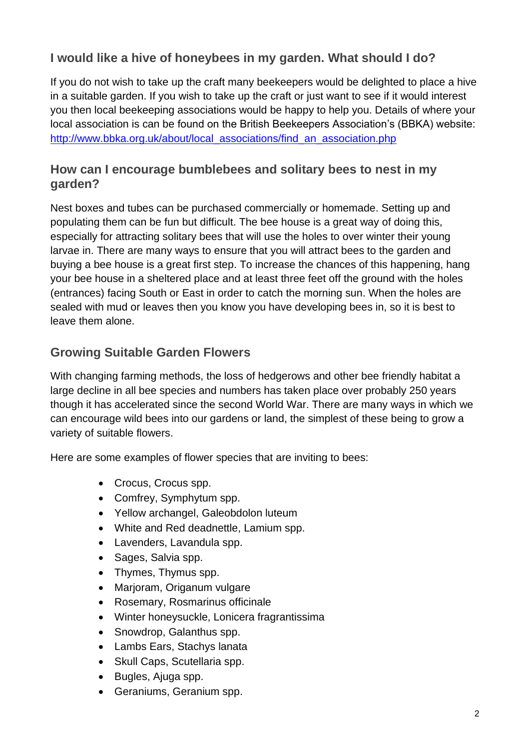## I would like a hive of honeybees in my garden. What should I do?

If you do not wish to take up the craft many beekeepers would be delighted to place a hive in a suitable garden. If you wish to take up the craft or just want to see if it would interest you then local beekeeping associations would be happy to help you. Details of where your local association is can be found on the British Beekeepers Association's (BBKA) website: [http://www.bbka.org.uk/about/local_associations/find_an_association.php](http://www.bbka.org.uk/about/local_associations/find_an_association.php)

## How can I encourage bumblebees and solitary bees to nest in my garden?

Nest boxes and tubes can be purchased commercially or homemade. Setting up and populating them can be fun but difficult. The bee house is a great way of doing this, especially for attracting solitary bees that will use the holes to over winter their young larvae in. There are many ways to ensure that you will attract bees to the garden and buying a bee house is a great first step. To increase the chances of this happening, hang your bee house in a sheltered place and at least three feet off the ground with the holes (entrances) facing South or East in order to catch the morning sun. When the holes are sealed with mud or leaves then you know you have developing bees in, so it is best to leave them alone.

## Growing Suitable Garden Flowers

With changing farming methods, the loss of hedgerows and other bee friendly habitat a large decline in all bee species and numbers has taken place over probably 250 years though it has accelerated since the second World War. There are many ways in which we can encourage wild bees into our gardens or land, the simplest of these being to grow a variety of suitable flowers.

Here are some examples of flower species that are inviting to bees:

- Crocus, Crocus spp.
- Comfrey, Symphytum spp.
- Yellow archangel, Galeobdolon luteum
- White and Red deadnettle, Lamium spp.
- Lavenders, Lavandula spp.
- Sages, Salvia spp.
- Thymes, Thymus spp.
- Marjoram, Origanum vulgare
- Rosemary, Rosmarinus officinale
- Winter honeysuckle, Lonicera fragrantissima
- Snowdrop, Galanthus spp.
- Lambs Ears, Stachys lanata
- Skull Caps, Scutellaria spp.
- Bugles, Ajuga spp.
- Geraniums, Geranium spp.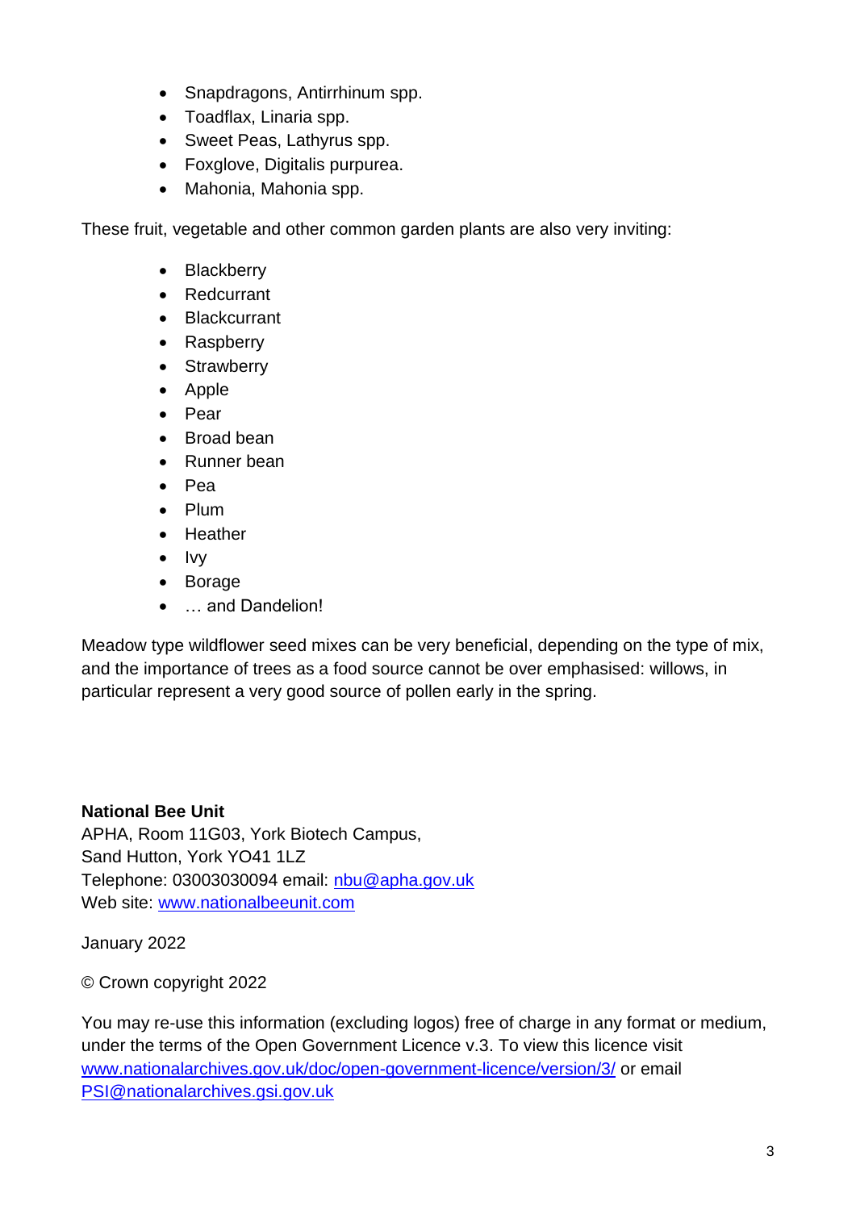- Snapdragons, Antirrhinum spp.
- Toadflax, Linaria spp.
- Sweet Peas, Lathyrus spp.
- Foxglove, Digitalis purpurea.
- Mahonia, Mahonia spp.

These fruit, vegetable and other common garden plants are also very inviting:

- Blackberry
- Redcurrant
- Blackcurrant
- Raspberry
- Strawberry
- Apple
- Pear
- Broad bean
- Runner bean
- Pea
- Plum
- Heather
- Ivy
- Borage
- … and Dandelion!

Meadow type wildflower seed mixes can be very beneficial, depending on the type of mix, and the importance of trees as a food source cannot be over emphasised: willows, in particular represent a very good source of pollen early in the spring.

**National Bee Unit**
APHA, Room 11G03, York Biotech Campus,
Sand Hutton, York YO41 1LZ
Telephone: 03003030094 email: nbu@apha.gov.uk
Web site: www.nationalbeeunit.com

January 2022

© Crown copyright 2022

You may re-use this information (excluding logos) free of charge in any format or medium, under the terms of the Open Government Licence v.3. To view this licence visit www.nationalarchives.gov.uk/doc/open-government-licence/version/3/ or email PSI@nationalarchives.gsi.gov.uk